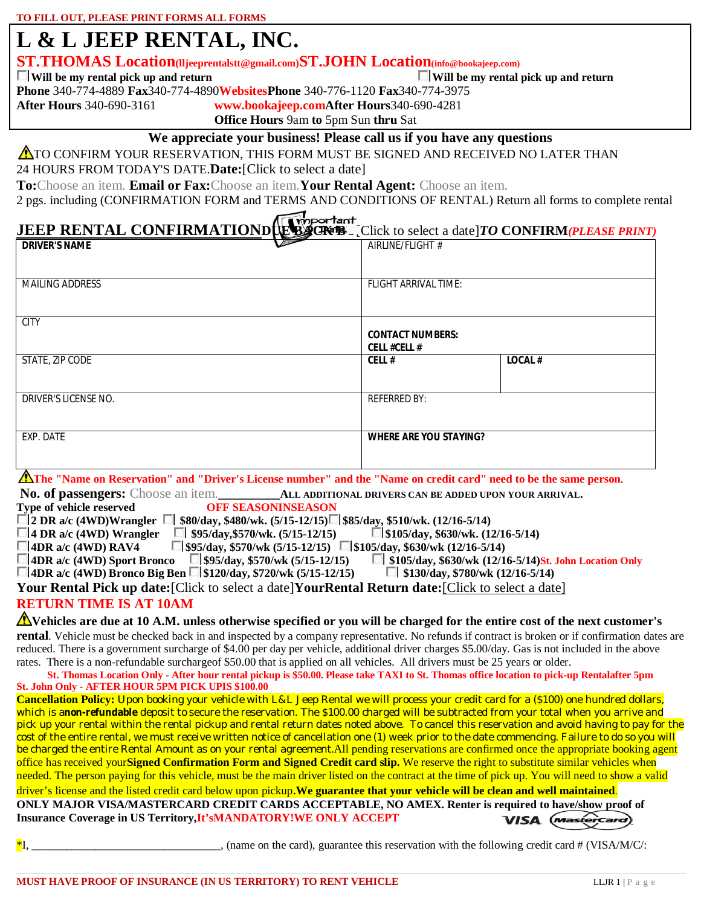**TO FILL OUT, PLEASE PRINT FORMS ALL FORMS**

# L & L JEEP RENTAL, INC.

**ST.THOMAS Location**(lljeeprentalstt@gmail.com) **ST.JOHN Location**(info@bookajeep.com)

☐ **Will be my rental pick up and return** ☐ **Will be my rental pick up and return**

**Phone** 340-774-4889 **Fax** 340-774-4890 **Websites** **Phone** 340-776-1120 **Fax** 340-774-3975

**After Hours** 340-690-3161 **www.bookajeep.com** **After Hours** 340-690-4281

**Office Hours** 9am **to** 5pm Sun **thru** Sat

**We appreciate your business! Please call us if you have any questions**

⚠ TO CONFIRM YOUR RESERVATION, THIS FORM MUST BE SIGNED AND RECEIVED NO LATER THAN 24 HOURS FROM TODAY'S DATE. **Date:** [Click to select a date]

**To:** Choose an item. **Email or Fax:** Choose an item. **Your Rental Agent:** Choose an item.

2 pgs. including (CONFIRMATION FORM and TERMS AND CONDITIONS OF RENTAL) Return all forms to complete rental

## JEEP RENTAL CONFIRMATION DUE BACK [Click to select a date] *TO* CONFIRM *(PLEASE PRINT)*

| DRIVER'S NAME | AIRLINE/FLIGHT # | |
|---|---|---|
| MAILING ADDRESS | FLIGHT ARRIVAL TIME: | |
| CITY | **CONTACT NUMBERS:** **CELL # CELL #** | |
| STATE, ZIP CODE | **CELL #** | **LOCAL #** |
| DRIVER'S LICENSE NO. | REFERRED BY: | |
| EXP. DATE | **WHERE ARE YOU STAYING?** | |

⚠ **The "Name on Reservation" and "Driver's License number" and the "Name on credit card" need to be the same person.**

**No. of passengers:** Choose an item. __________ **ALL ADDITIONAL DRIVERS CAN BE ADDED UPON YOUR ARRIVAL.**

| Type of vehicle reserved | OFF SEASON | INSEASON |
|---|---|---|
| ☐ 2 DR a/c (4WD) Wrangler | ☐ $80/day, $480/wk. (5/15-12/15) | ☐ $85/day, $510/wk. (12/16-5/14) |
| ☐ 4 DR a/c (4WD) Wrangler | ☐ $95/day, $570/wk. (5/15-12/15) | ☐ $105/day, $630/wk. (12/16-5/14) |
| ☐ 4DR a/c (4WD) RAV4 | ☐ $95/day, $570/wk (5/15-12/15) | ☐ $105/day, $630/wk (12/16-5/14) |
| ☐ 4DR a/c (4WD) Sport Bronco | ☐ $95/day, $570/wk (5/15-12/15) | ☐ $105/day, $630/wk (12/16-5/14) St. John Location Only |
| ☐ 4DR a/c (4WD) Bronco Big Ben | ☐ $120/day, $720/wk (5/15-12/15) | ☐ $130/day, $780/wk (12/16-5/14) |

**Your Rental Pick up date:** [Click to select a date] **Your Rental Return date:** [Click to select a date]

**RETURN TIME IS AT 10AM**

⚠ **Vehicles are due at 10 A.M. unless otherwise specified or you will be charged for the entire cost of the next customer's rental**. Vehicle must be checked back in and inspected by a company representative. No refunds if contract is broken or if confirmation dates are reduced. There is a government surcharge of $4.00 per day per vehicle, additional driver charges $5.00/day. Gas is not included in the above rates. There is a non-refundable surcharge of $50.00 that is applied on all vehicles. All drivers must be 25 years or older.

**St. Thomas Location Only - After hour rental pickup is $50.00. Please take TAXI to St. Thomas office location to pick-up Rental after 5pm**

**St. John Only - AFTER HOUR 5PM PICK UP IS $100.00**

**Cancellation Policy:** Upon booking your vehicle with L&L Jeep Rental we will process your credit card for a ($100) one hundred dollars, which is a **non-refundable** deposit to secure the reservation. The $100.00 charged will be subtracted from your total when you arrive and pick up your rental within the rental pickup and rental return dates noted above. To cancel this reservation and avoid having to pay for the cost of the entire rental, we must receive written notice of cancellation one (1) week prior to the date commencing. Failure to do so you will be charged the entire Rental Amount as on your rental agreement. All pending reservations are confirmed once the appropriate booking agent office has received your **Signed Confirmation Form and Signed Credit card slip.** We reserve the right to substitute similar vehicles when needed. The person paying for this vehicle, must be the main driver listed on the contract at the time of pick up. You will need to show a valid driver's license and the listed credit card below upon pickup. **We guarantee that your vehicle will be clean and well maintained**.

**ONLY MAJOR VISA/MASTERCARD CREDIT CARDS ACCEPTABLE, NO AMEX. Renter is required to have/show proof of Insurance Coverage in US Territory, It's MANDATORY! WE ONLY ACCEPT** VISA MasterCard

*I, ________________________________, (name on the card), guarantee this reservation with the following credit card # (VISA/M/C/:

**MUST HAVE PROOF OF INSURANCE (IN US TERRITORY) TO RENT VEHICLE**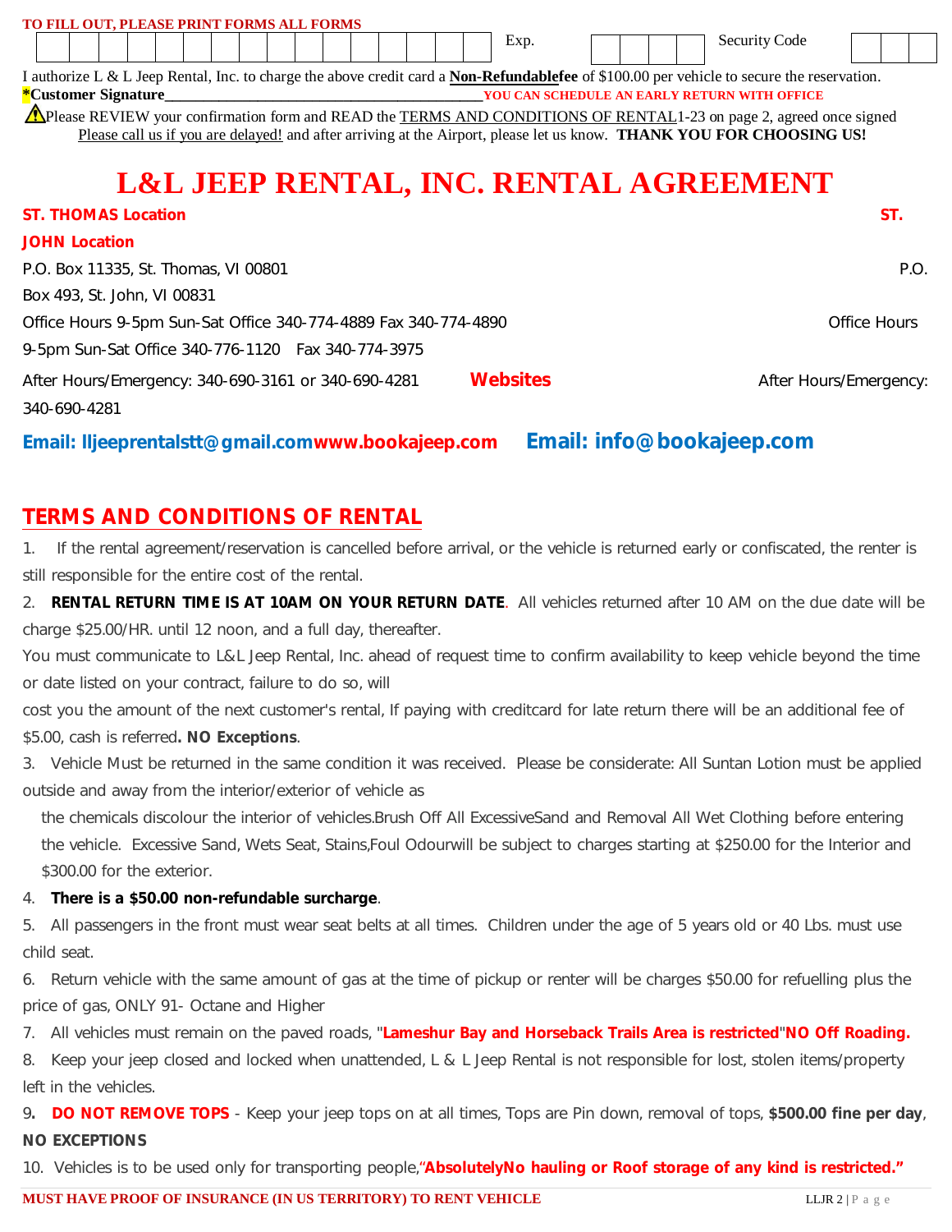**TO FILL OUT, PLEASE PRINT FORMS ALL FORMS**

| | Exp. | | Security Code | |
|---|---|---|---|---|

I authorize L & L Jeep Rental, Inc. to charge the above credit card a **Non-Refundablefee** of $100.00 per vehicle to secure the reservation.
***Customer Signature**_________________________________________ **YOU CAN SCHEDULE AN EARLY RETURN WITH OFFICE**

⚠Please REVIEW your confirmation form and READ the TERMS AND CONDITIONS OF RENTAL1-23 on page 2, agreed once signed
Please call us if you are delayed! and after arriving at the Airport, please let us know. **THANK YOU FOR CHOOSING US!**

# L&L JEEP RENTAL, INC. RENTAL AGREEMENT

**ST. THOMAS Location**
P.O. Box 11335, St. Thomas, VI 00801
Office Hours 9-5pm Sun-Sat Office 340-774-4889 Fax 340-774-4890
After Hours/Emergency: 340-690-3161 or 340-690-4281
**Email: lljeeprentalstt@gmail.com**

**ST. JOHN Location**
P.O. Box 493, St. John, VI 00831
Office Hours 9-5pm Sun-Sat Office 340-776-1120 Fax 340-774-3975
After Hours/Emergency: 340-690-4281
**Email: info@bookajeep.com**

**Websites**
**www.bookajeep.com**

## TERMS AND CONDITIONS OF RENTAL

1. If the rental agreement/reservation is cancelled before arrival, or the vehicle is returned early or confiscated, the renter is still responsible for the entire cost of the rental.
2. **RENTAL RETURN TIME IS AT 10AM ON YOUR RETURN DATE**. All vehicles returned after 10 AM on the due date will be charge $25.00/HR. until 12 noon, and a full day, thereafter.
You must communicate to L&L Jeep Rental, Inc. ahead of request time to confirm availability to keep vehicle beyond the time or date listed on your contract, failure to do so, will
cost you the amount of the next customer's rental, If paying with creditcard for late return there will be an additional fee of $5.00, cash is referred**. NO Exceptions**.
3. Vehicle Must be returned in the same condition it was received. Please be considerate: All Suntan Lotion must be applied outside and away from the interior/exterior of vehicle as
the chemicals discolour the interior of vehicles.Brush Off All ExcessiveSand and Removal All Wet Clothing before entering the vehicle. Excessive Sand, Wets Seat, Stains,Foul Odourwill be subject to charges starting at $250.00 for the Interior and $300.00 for the exterior.
4. **There is a $50.00 non-refundable surcharge**.
5. All passengers in the front must wear seat belts at all times. Children under the age of 5 years old or 40 Lbs. must use child seat.
6. Return vehicle with the same amount of gas at the time of pickup or renter will be charges $50.00 for refuelling plus the price of gas, ONLY 91- Octane and Higher
7. All vehicles must remain on the paved roads, "**Lameshur Bay and Horseback Trails Area is restricted**"**NO Off Roading.**
8. Keep your jeep closed and locked when unattended, L & L Jeep Rental is not responsible for lost, stolen items/property left in the vehicles.
9. **DO NOT REMOVE TOPS** - Keep your jeep tops on at all times, Tops are Pin down, removal of tops, **$500.00 fine per day**, **NO EXCEPTIONS**
10. Vehicles is to be used only for transporting people,"**AbsolutelyNo hauling or Roof storage of any kind is restricted.**"

**MUST HAVE PROOF OF INSURANCE (IN US TERRITORY) TO RENT VEHICLE**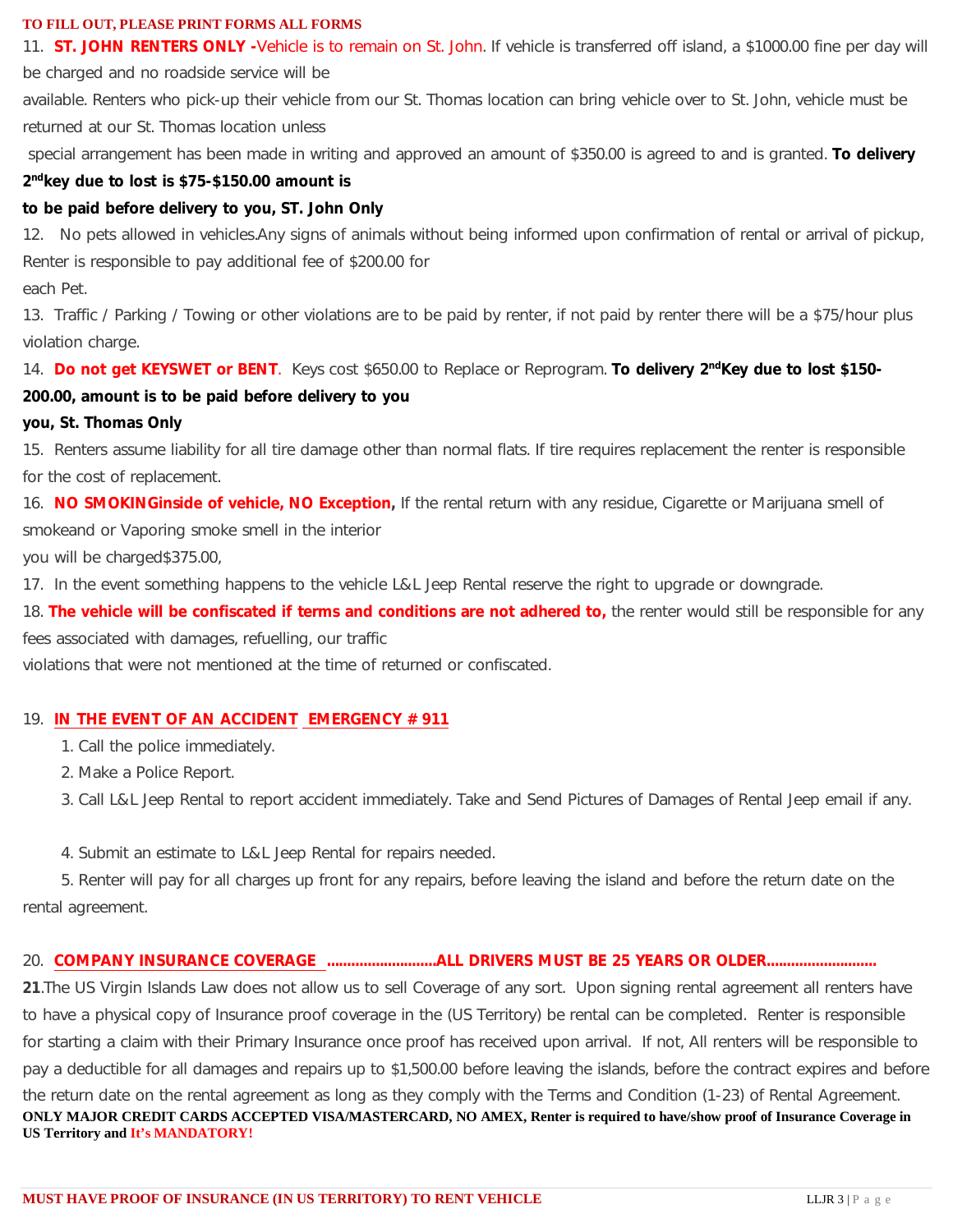**TO FILL OUT, PLEASE PRINT FORMS ALL FORMS**

11. **ST. JOHN RENTERS ONLY -**Vehicle is to remain on St. John. If vehicle is transferred off island, a $1000.00 fine per day will be charged and no roadside service will be available. Renters who pick-up their vehicle from our St. Thomas location can bring vehicle over to St. John, vehicle must be returned at our St. Thomas location unless special arrangement has been made in writing and approved an amount of $350.00 is agreed to and is granted. **To delivery 2nd key due to lost is $75-$150.00 amount is to be paid before delivery to you, ST. John Only**

12. No pets allowed in vehicles.Any signs of animals without being informed upon confirmation of rental or arrival of pickup, Renter is responsible to pay additional fee of $200.00 for each Pet.

13. Traffic / Parking / Towing or other violations are to be paid by renter, if not paid by renter there will be a $75/hour plus violation charge.

14. **Do not get KEYSWET or BENT**. Keys cost $650.00 to Replace or Reprogram. **To delivery 2nd Key due to lost $150-200.00, amount is to be paid before delivery to you you, St. Thomas Only**

15. Renters assume liability for all tire damage other than normal flats. If tire requires replacement the renter is responsible for the cost of replacement.

16. **NO SMOKINGinside of vehicle, NO Exception,** If the rental return with any residue, Cigarette or Marijuana smell of smokeand or Vaporing smoke smell in the interior you will be charged$375.00,

17. In the event something happens to the vehicle L&L Jeep Rental reserve the right to upgrade or downgrade.

18. **The vehicle will be confiscated if terms and conditions are not adhered to,** the renter would still be responsible for any fees associated with damages, refuelling, our traffic violations that were not mentioned at the time of returned or confiscated.

19. **IN THE EVENT OF AN ACCIDENT EMERGENCY # 911**

1. Call the police immediately.
2. Make a Police Report.
3. Call L&L Jeep Rental to report accident immediately. Take and Send Pictures of Damages of Rental Jeep email if any.
4. Submit an estimate to L&L Jeep Rental for repairs needed.
5. Renter will pay for all charges up front for any repairs, before leaving the island and before the return date on the rental agreement.

20. **COMPANY INSURANCE COVERAGE ..........................ALL DRIVERS MUST BE 25 YEARS OR OLDER..........................**

**21**.The US Virgin Islands Law does not allow us to sell Coverage of any sort. Upon signing rental agreement all renters have to have a physical copy of Insurance proof coverage in the (US Territory) be rental can be completed. Renter is responsible for starting a claim with their Primary Insurance once proof has received upon arrival. If not, All renters will be responsible to pay a deductible for all damages and repairs up to $1,500.00 before leaving the islands, before the contract expires and before the return date on the rental agreement as long as they comply with the Terms and Condition (1-23) of Rental Agreement.
**ONLY MAJOR CREDIT CARDS ACCEPTED VISA/MASTERCARD, NO AMEX, Renter is required to have/show proof of Insurance Coverage in US Territory and It's MANDATORY!**

**MUST HAVE PROOF OF INSURANCE (IN US TERRITORY) TO RENT VEHICLE**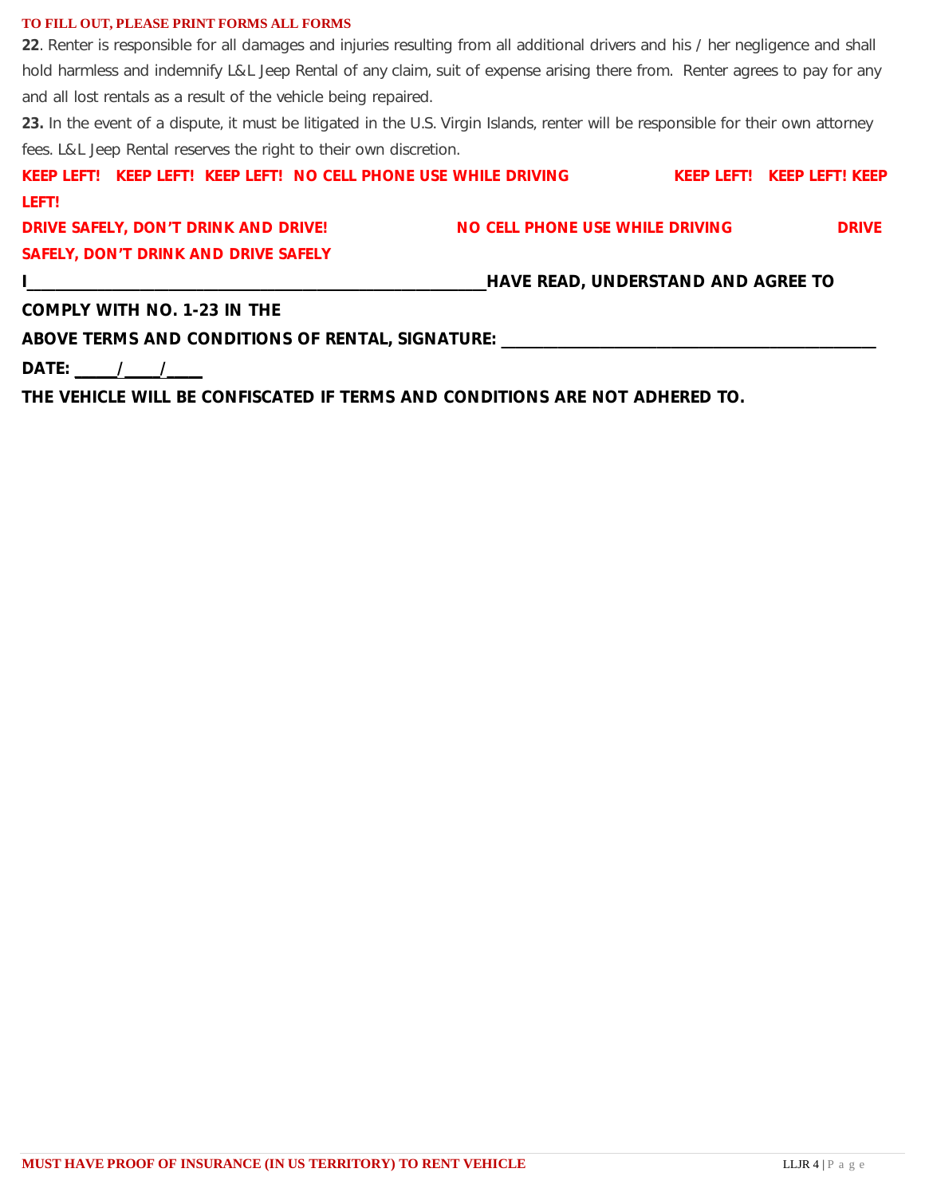**TO FILL OUT, PLEASE PRINT FORMS ALL FORMS**

**22**. Renter is responsible for all damages and injuries resulting from all additional drivers and his / her negligence and shall hold harmless and indemnify L&L Jeep Rental of any claim, suit of expense arising there from. Renter agrees to pay for any and all lost rentals as a result of the vehicle being repaired.

**23.** In the event of a dispute, it must be litigated in the U.S. Virgin Islands, renter will be responsible for their own attorney fees. L&L Jeep Rental reserves the right to their own discretion.

**KEEP LEFT! KEEP LEFT! KEEP LEFT! NO CELL PHONE USE WHILE DRIVING KEEP LEFT! KEEP LEFT! KEEP LEFT!**

**DRIVE SAFELY, DON'T DRINK AND DRIVE! NO CELL PHONE USE WHILE DRIVING DRIVE SAFELY, DON'T DRINK AND DRIVE SAFELY**

**I_______________________________________________HAVE READ, UNDERSTAND AND AGREE TO COMPLY WITH NO. 1-23 IN THE ABOVE TERMS AND CONDITIONS OF RENTAL, SIGNATURE: ______________________________________**

**DATE: _____/_____/_____**

**THE VEHICLE WILL BE CONFISCATED IF TERMS AND CONDITIONS ARE NOT ADHERED TO.**

**MUST HAVE PROOF OF INSURANCE (IN US TERRITORY) TO RENT VEHICLE**